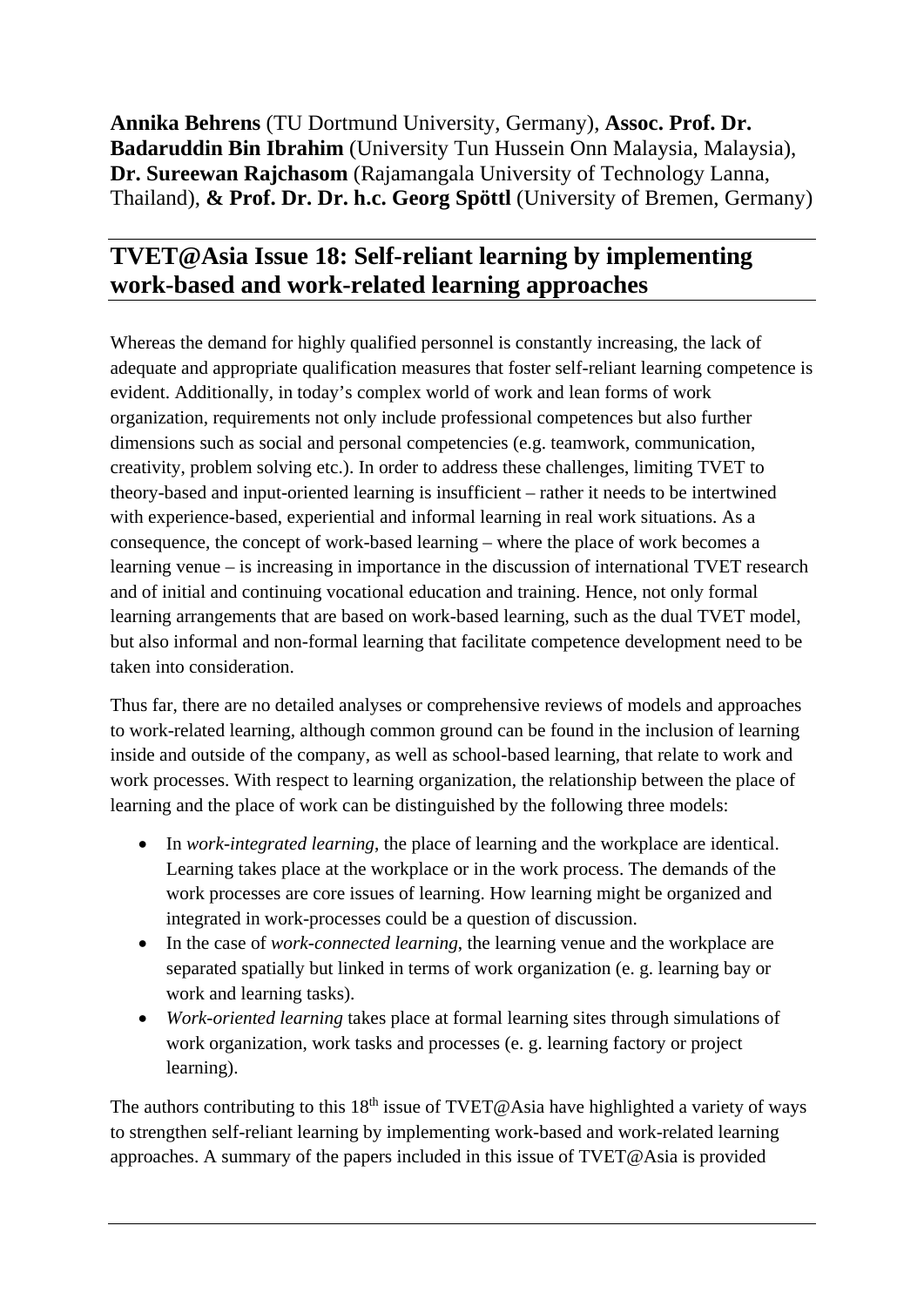**Annika Behrens** (TU Dortmund University, Germany), **Assoc. Prof. Dr. Badaruddin Bin Ibrahim** (University Tun Hussein Onn Malaysia, Malaysia), **Dr. Sureewan Rajchasom** (Rajamangala University of Technology Lanna, Thailand), **& Prof. Dr. Dr. h.c. Georg Spöttl** (University of Bremen, Germany)

## TVET@Asia Issue 18: Self-reliant learning by implementing work-based and work-related learning approaches

Whereas the demand for highly qualified personnel is constantly increasing, the lack of adequate and appropriate qualification measures that foster self-reliant learning competence is evident. Additionally, in today's complex world of work and lean forms of work organization, requirements not only include professional competences but also further dimensions such as social and personal competencies (e.g. teamwork, communication, creativity, problem solving etc.). In order to address these challenges, limiting TVET to theory-based and input-oriented learning is insufficient – rather it needs to be intertwined with experience-based, experiential and informal learning in real work situations. As a consequence, the concept of work-based learning – where the place of work becomes a learning venue – is increasing in importance in the discussion of international TVET research and of initial and continuing vocational education and training. Hence, not only formal learning arrangements that are based on work-based learning, such as the dual TVET model, but also informal and non-formal learning that facilitate competence development need to be taken into consideration.

Thus far, there are no detailed analyses or comprehensive reviews of models and approaches to work-related learning, although common ground can be found in the inclusion of learning inside and outside of the company, as well as school-based learning, that relate to work and work processes. With respect to learning organization, the relationship between the place of learning and the place of work can be distinguished by the following three models:

- In *work-integrated learning*, the place of learning and the workplace are identical. Learning takes place at the workplace or in the work process. The demands of the work processes are core issues of learning. How learning might be organized and integrated in work-processes could be a question of discussion.
- In the case of *work-connected learning*, the learning venue and the workplace are separated spatially but linked in terms of work organization (e. g. learning bay or work and learning tasks).
- *Work-oriented learning* takes place at formal learning sites through simulations of work organization, work tasks and processes (e. g. learning factory or project learning).

The authors contributing to this 18th issue of TVET@Asia have highlighted a variety of ways to strengthen self-reliant learning by implementing work-based and work-related learning approaches. A summary of the papers included in this issue of TVET@Asia is provided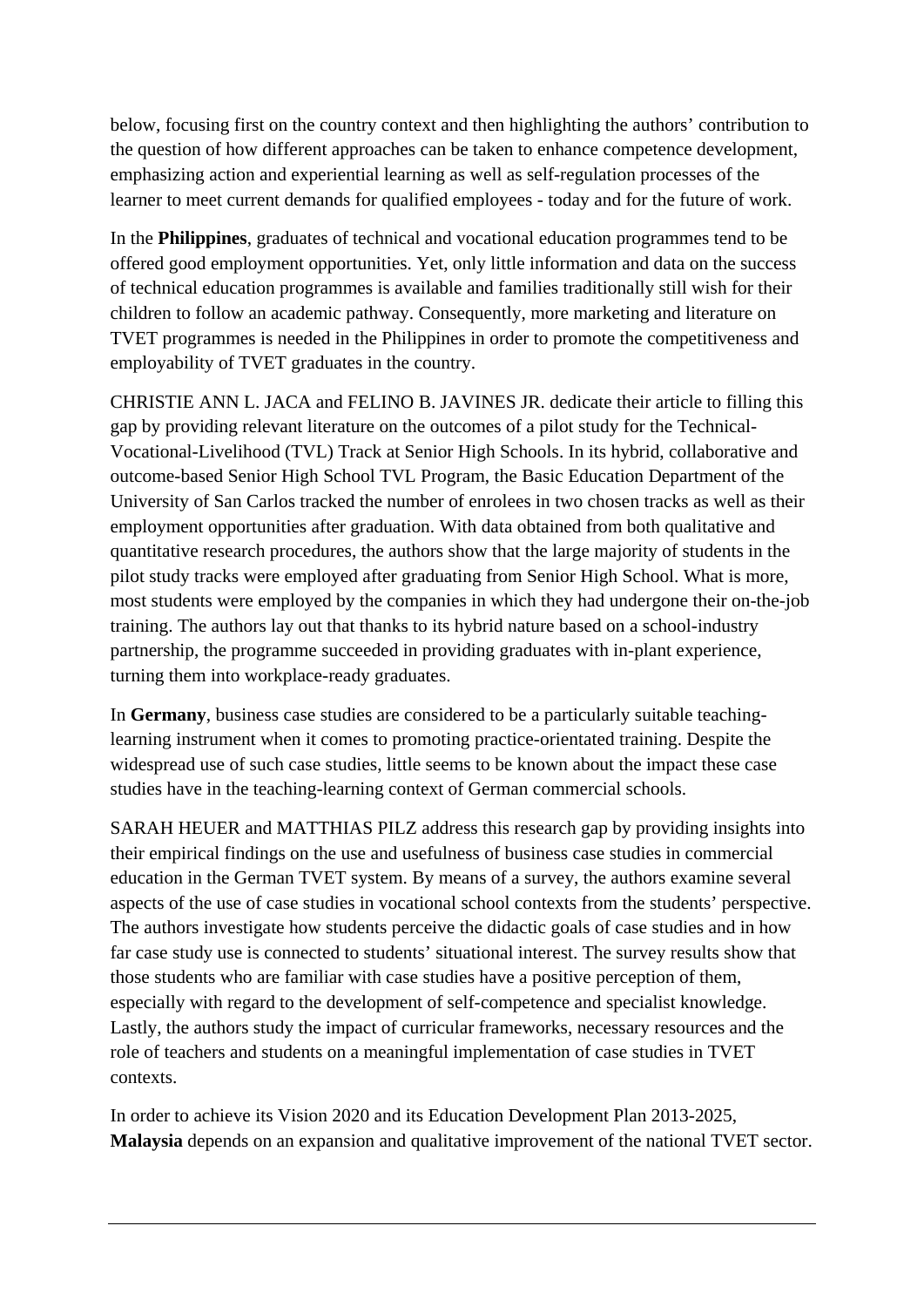below, focusing first on the country context and then highlighting the authors' contribution to the question of how different approaches can be taken to enhance competence development, emphasizing action and experiential learning as well as self-regulation processes of the learner to meet current demands for qualified employees - today and for the future of work.

In the **Philippines**, graduates of technical and vocational education programmes tend to be offered good employment opportunities. Yet, only little information and data on the success of technical education programmes is available and families traditionally still wish for their children to follow an academic pathway. Consequently, more marketing and literature on TVET programmes is needed in the Philippines in order to promote the competitiveness and employability of TVET graduates in the country.

CHRISTIE ANN L. JACA and FELINO B. JAVINES JR. dedicate their article to filling this gap by providing relevant literature on the outcomes of a pilot study for the Technical-Vocational-Livelihood (TVL) Track at Senior High Schools. In its hybrid, collaborative and outcome-based Senior High School TVL Program, the Basic Education Department of the University of San Carlos tracked the number of enrolees in two chosen tracks as well as their employment opportunities after graduation. With data obtained from both qualitative and quantitative research procedures, the authors show that the large majority of students in the pilot study tracks were employed after graduating from Senior High School. What is more, most students were employed by the companies in which they had undergone their on-the-job training. The authors lay out that thanks to its hybrid nature based on a school-industry partnership, the programme succeeded in providing graduates with in-plant experience, turning them into workplace-ready graduates.

In **Germany**, business case studies are considered to be a particularly suitable teaching-learning instrument when it comes to promoting practice-orientated training. Despite the widespread use of such case studies, little seems to be known about the impact these case studies have in the teaching-learning context of German commercial schools.

SARAH HEUER and MATTHIAS PILZ address this research gap by providing insights into their empirical findings on the use and usefulness of business case studies in commercial education in the German TVET system. By means of a survey, the authors examine several aspects of the use of case studies in vocational school contexts from the students' perspective. The authors investigate how students perceive the didactic goals of case studies and in how far case study use is connected to students' situational interest. The survey results show that those students who are familiar with case studies have a positive perception of them, especially with regard to the development of self-competence and specialist knowledge. Lastly, the authors study the impact of curricular frameworks, necessary resources and the role of teachers and students on a meaningful implementation of case studies in TVET contexts.

In order to achieve its Vision 2020 and its Education Development Plan 2013-2025, **Malaysia** depends on an expansion and qualitative improvement of the national TVET sector.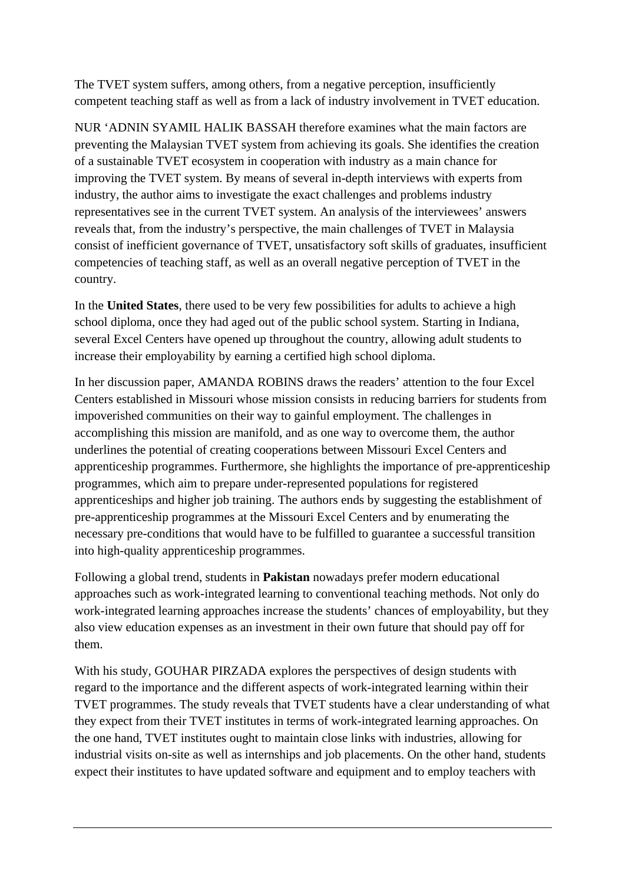The TVET system suffers, among others, from a negative perception, insufficiently competent teaching staff as well as from a lack of industry involvement in TVET education.

NUR 'ADNIN SYAMIL HALIK BASSAH therefore examines what the main factors are preventing the Malaysian TVET system from achieving its goals. She identifies the creation of a sustainable TVET ecosystem in cooperation with industry as a main chance for improving the TVET system. By means of several in-depth interviews with experts from industry, the author aims to investigate the exact challenges and problems industry representatives see in the current TVET system. An analysis of the interviewees' answers reveals that, from the industry's perspective, the main challenges of TVET in Malaysia consist of inefficient governance of TVET, unsatisfactory soft skills of graduates, insufficient competencies of teaching staff, as well as an overall negative perception of TVET in the country.

In the **United States**, there used to be very few possibilities for adults to achieve a high school diploma, once they had aged out of the public school system. Starting in Indiana, several Excel Centers have opened up throughout the country, allowing adult students to increase their employability by earning a certified high school diploma.

In her discussion paper, AMANDA ROBINS draws the readers' attention to the four Excel Centers established in Missouri whose mission consists in reducing barriers for students from impoverished communities on their way to gainful employment. The challenges in accomplishing this mission are manifold, and as one way to overcome them, the author underlines the potential of creating cooperations between Missouri Excel Centers and apprenticeship programmes. Furthermore, she highlights the importance of pre-apprenticeship programmes, which aim to prepare under-represented populations for registered apprenticeships and higher job training. The authors ends by suggesting the establishment of pre-apprenticeship programmes at the Missouri Excel Centers and by enumerating the necessary pre-conditions that would have to be fulfilled to guarantee a successful transition into high-quality apprenticeship programmes.

Following a global trend, students in **Pakistan** nowadays prefer modern educational approaches such as work-integrated learning to conventional teaching methods. Not only do work-integrated learning approaches increase the students' chances of employability, but they also view education expenses as an investment in their own future that should pay off for them.

With his study, GOUHAR PIRZADA explores the perspectives of design students with regard to the importance and the different aspects of work-integrated learning within their TVET programmes. The study reveals that TVET students have a clear understanding of what they expect from their TVET institutes in terms of work-integrated learning approaches. On the one hand, TVET institutes ought to maintain close links with industries, allowing for industrial visits on-site as well as internships and job placements. On the other hand, students expect their institutes to have updated software and equipment and to employ teachers with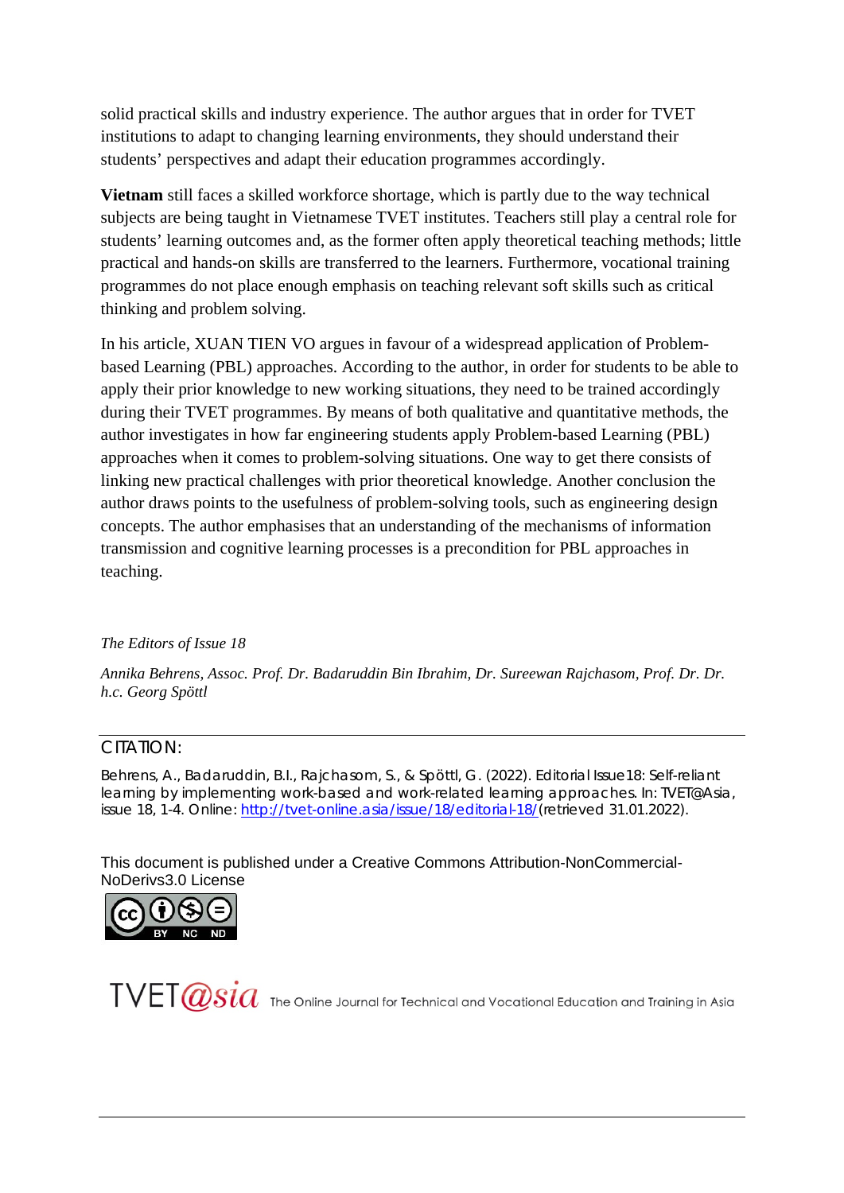solid practical skills and industry experience. The author argues that in order for TVET institutions to adapt to changing learning environments, they should understand their students' perspectives and adapt their education programmes accordingly.

**Vietnam** still faces a skilled workforce shortage, which is partly due to the way technical subjects are being taught in Vietnamese TVET institutes. Teachers still play a central role for students' learning outcomes and, as the former often apply theoretical teaching methods; little practical and hands-on skills are transferred to the learners. Furthermore, vocational training programmes do not place enough emphasis on teaching relevant soft skills such as critical thinking and problem solving.

In his article, XUAN TIEN VO argues in favour of a widespread application of Problem-based Learning (PBL) approaches. According to the author, in order for students to be able to apply their prior knowledge to new working situations, they need to be trained accordingly during their TVET programmes. By means of both qualitative and quantitative methods, the author investigates in how far engineering students apply Problem-based Learning (PBL) approaches when it comes to problem-solving situations. One way to get there consists of linking new practical challenges with prior theoretical knowledge. Another conclusion the author draws points to the usefulness of problem-solving tools, such as engineering design concepts. The author emphasises that an understanding of the mechanisms of information transmission and cognitive learning processes is a precondition for PBL approaches in teaching.

*The Editors of Issue 18*

*Annika Behrens, Assoc. Prof. Dr. Badaruddin Bin Ibrahim, Dr. Sureewan Rajchasom, Prof. Dr. Dr. h.c. Georg Spöttl*

CITATION:

Behrens, A., Badaruddin, B.I., Rajchasom, S., & Spöttl, G. (2022). Editorial Issue18: Self-reliant learning by implementing work-based and work-related learning approaches. In: TVET@Asia, issue 18, 1-4. Online: http://tvet-online.asia/issue/18/editorial-18/ (retrieved 31.01.2022).

This document is published under a Creative Commons Attribution-NonCommercial-NoDerivs3.0 License